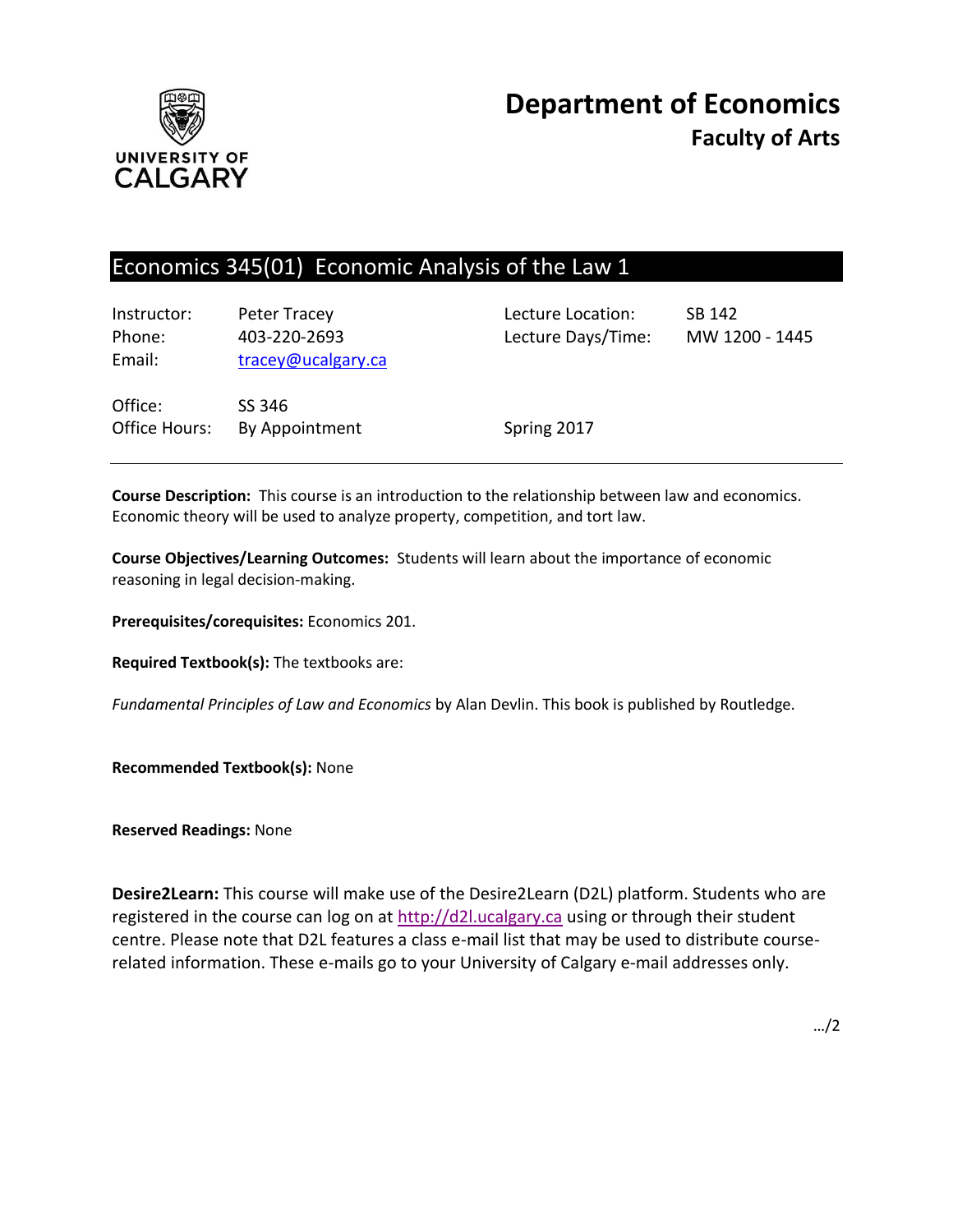# Department of Economics
## Faculty of Arts

UNIVERSITY OF CALGARY

## Economics 345(01) Economic Analysis of the Law 1

| | | | |
|---|---|---|---|
| Instructor: | Peter Tracey | Lecture Location: | SB 142 |
| Phone: | 403-220-2693 | Lecture Days/Time: | MW 1200 - 1445 |
| Email: | tracey@ucalgary.ca | | |
| Office: | SS 346 | | |
| Office Hours: | By Appointment | Spring 2017 | |

---

**Course Description:** This course is an introduction to the relationship between law and economics. Economic theory will be used to analyze property, competition, and tort law.

**Course Objectives/Learning Outcomes:** Students will learn about the importance of economic reasoning in legal decision-making.

**Prerequisites/corequisites:** Economics 201.

**Required Textbook(s):** The textbooks are:

*Fundamental Principles of Law and Economics* by Alan Devlin. This book is published by Routledge.

**Recommended Textbook(s):** None

**Reserved Readings:** None

**Desire2Learn:** This course will make use of the Desire2Learn (D2L) platform. Students who are registered in the course can log on at http://d2l.ucalgary.ca using or through their student centre. Please note that D2L features a class e-mail list that may be used to distribute course-related information. These e-mails go to your University of Calgary e-mail addresses only.

…/2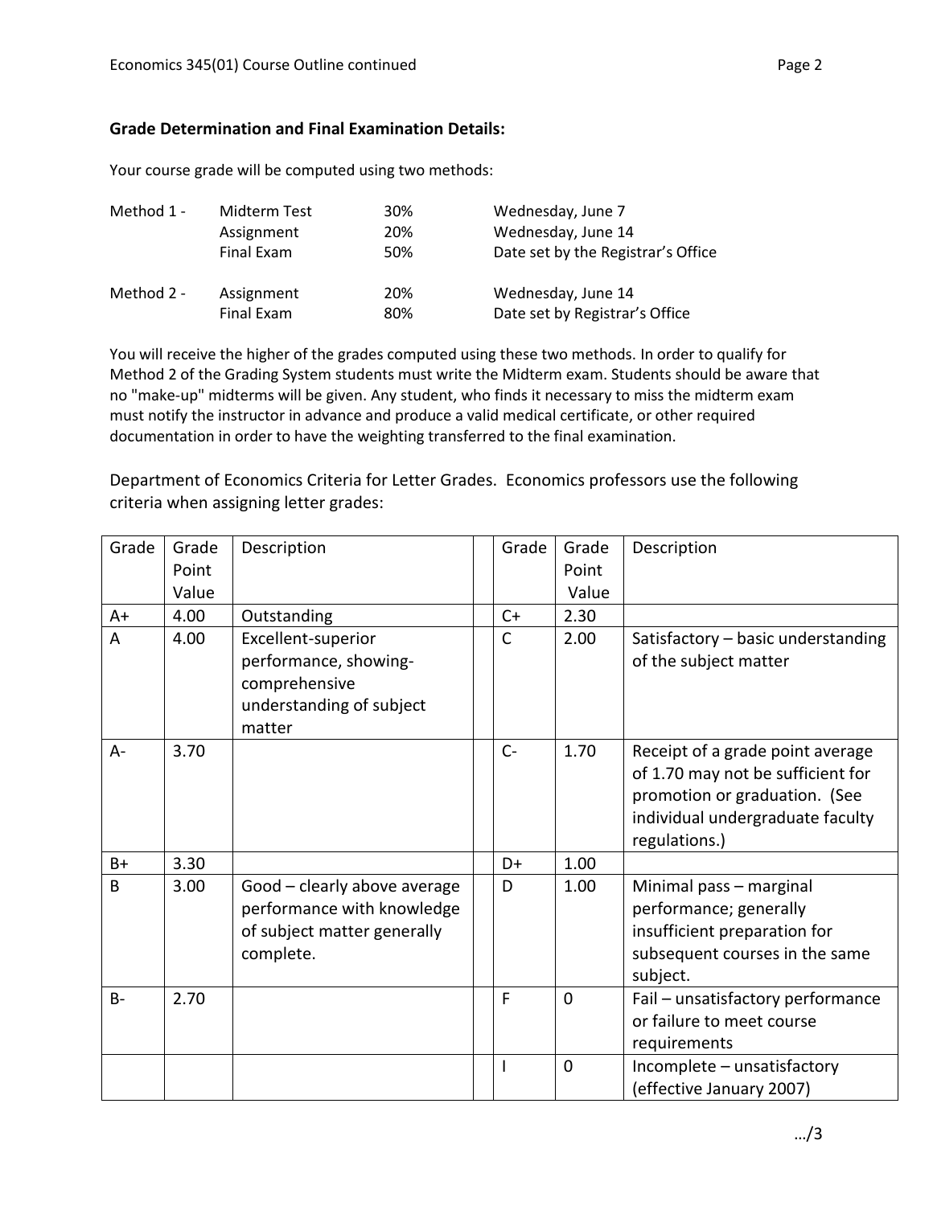### Grade Determination and Final Examination Details:

Your course grade will be computed using two methods:

| | | | |
|---|---|---|---|
| Method 1 - | Midterm Test | 30% | Wednesday, June 7 |
| | Assignment | 20% | Wednesday, June 14 |
| | Final Exam | 50% | Date set by the Registrar's Office |
| Method 2 - | Assignment | 20% | Wednesday, June 14 |
| | Final Exam | 80% | Date set by Registrar's Office |

You will receive the higher of the grades computed using these two methods. In order to qualify for Method 2 of the Grading System students must write the Midterm exam. Students should be aware that no "make-up" midterms will be given. Any student, who finds it necessary to miss the midterm exam must notify the instructor in advance and produce a valid medical certificate, or other required documentation in order to have the weighting transferred to the final examination.

Department of Economics Criteria for Letter Grades. Economics professors use the following criteria when assigning letter grades:

| Grade | Grade Point Value | Description | | Grade | Grade Point Value | Description |
|---|---|---|---|---|---|---|
| A+ | 4.00 | Outstanding | | C+ | 2.30 | |
| A | 4.00 | Excellent-superior performance, showing-comprehensive understanding of subject matter | | C | 2.00 | Satisfactory – basic understanding of the subject matter |
| A- | 3.70 | | | C- | 1.70 | Receipt of a grade point average of 1.70 may not be sufficient for promotion or graduation. (See individual undergraduate faculty regulations.) |
| B+ | 3.30 | | | D+ | 1.00 | |
| B | 3.00 | Good – clearly above average performance with knowledge of subject matter generally complete. | | D | 1.00 | Minimal pass – marginal performance; generally insufficient preparation for subsequent courses in the same subject. |
| B- | 2.70 | | | F | 0 | Fail – unsatisfactory performance or failure to meet course requirements |
| | | | | I | 0 | Incomplete – unsatisfactory (effective January 2007) |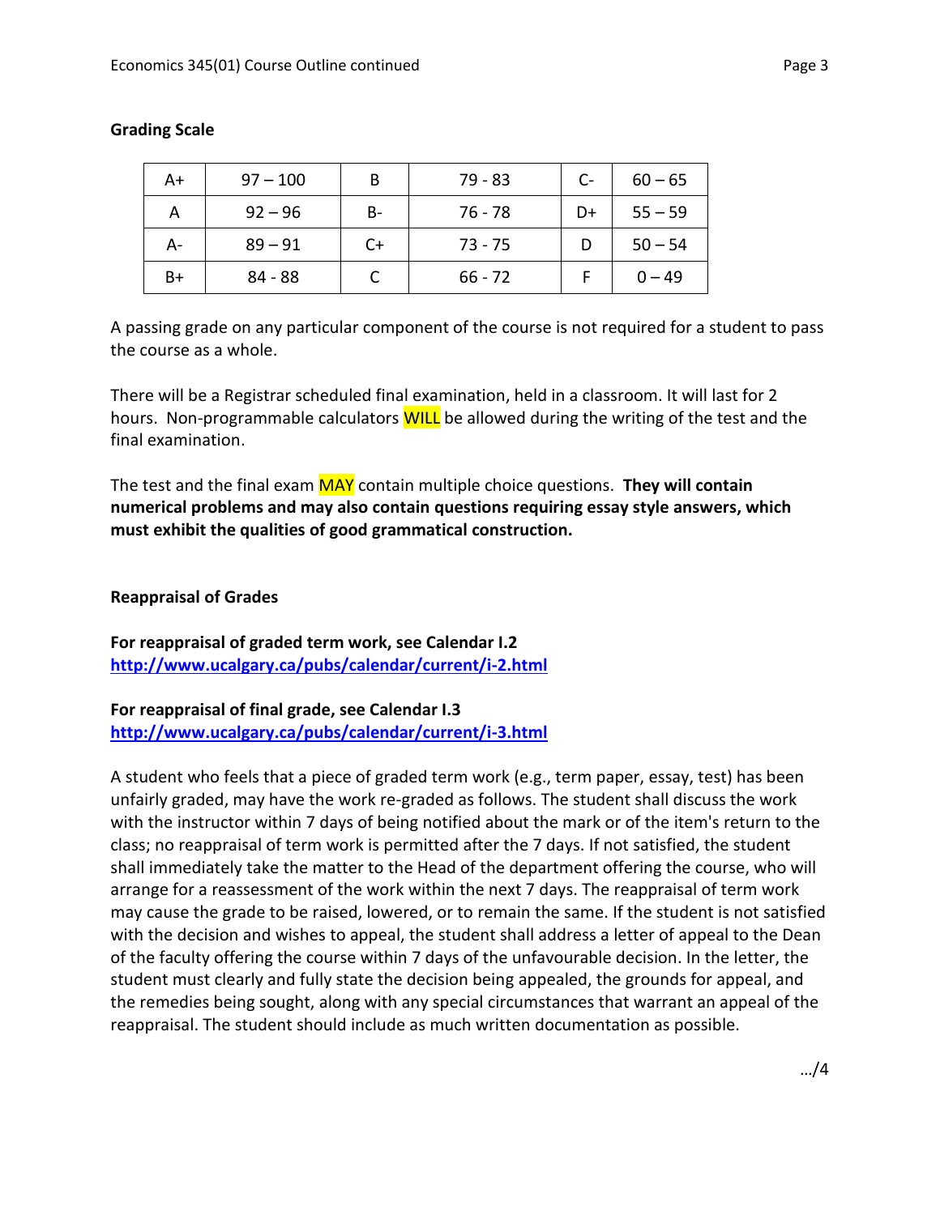**Grading Scale**

| A+ | 97 – 100 | B | 79 - 83 | C- | 60 – 65 |
|---|---|---|---|---|---|
| A | 92 – 96 | B- | 76 - 78 | D+ | 55 – 59 |
| A- | 89 – 91 | C+ | 73 - 75 | D | 50 – 54 |
| B+ | 84 - 88 | C | 66 - 72 | F | 0 – 49 |

A passing grade on any particular component of the course is not required for a student to pass the course as a whole.

There will be a Registrar scheduled final examination, held in a classroom. It will last for 2 hours. Non-programmable calculators WILL be allowed during the writing of the test and the final examination.

The test and the final exam MAY contain multiple choice questions. **They will contain numerical problems and may also contain questions requiring essay style answers, which must exhibit the qualities of good grammatical construction.**

**Reappraisal of Grades**

**For reappraisal of graded term work, see Calendar I.2**
**http://www.ucalgary.ca/pubs/calendar/current/i-2.html**

**For reappraisal of final grade, see Calendar I.3**
**http://www.ucalgary.ca/pubs/calendar/current/i-3.html**

A student who feels that a piece of graded term work (e.g., term paper, essay, test) has been unfairly graded, may have the work re-graded as follows. The student shall discuss the work with the instructor within 7 days of being notified about the mark or of the item's return to the class; no reappraisal of term work is permitted after the 7 days. If not satisfied, the student shall immediately take the matter to the Head of the department offering the course, who will arrange for a reassessment of the work within the next 7 days. The reappraisal of term work may cause the grade to be raised, lowered, or to remain the same. If the student is not satisfied with the decision and wishes to appeal, the student shall address a letter of appeal to the Dean of the faculty offering the course within 7 days of the unfavourable decision. In the letter, the student must clearly and fully state the decision being appealed, the grounds for appeal, and the remedies being sought, along with any special circumstances that warrant an appeal of the reappraisal. The student should include as much written documentation as possible.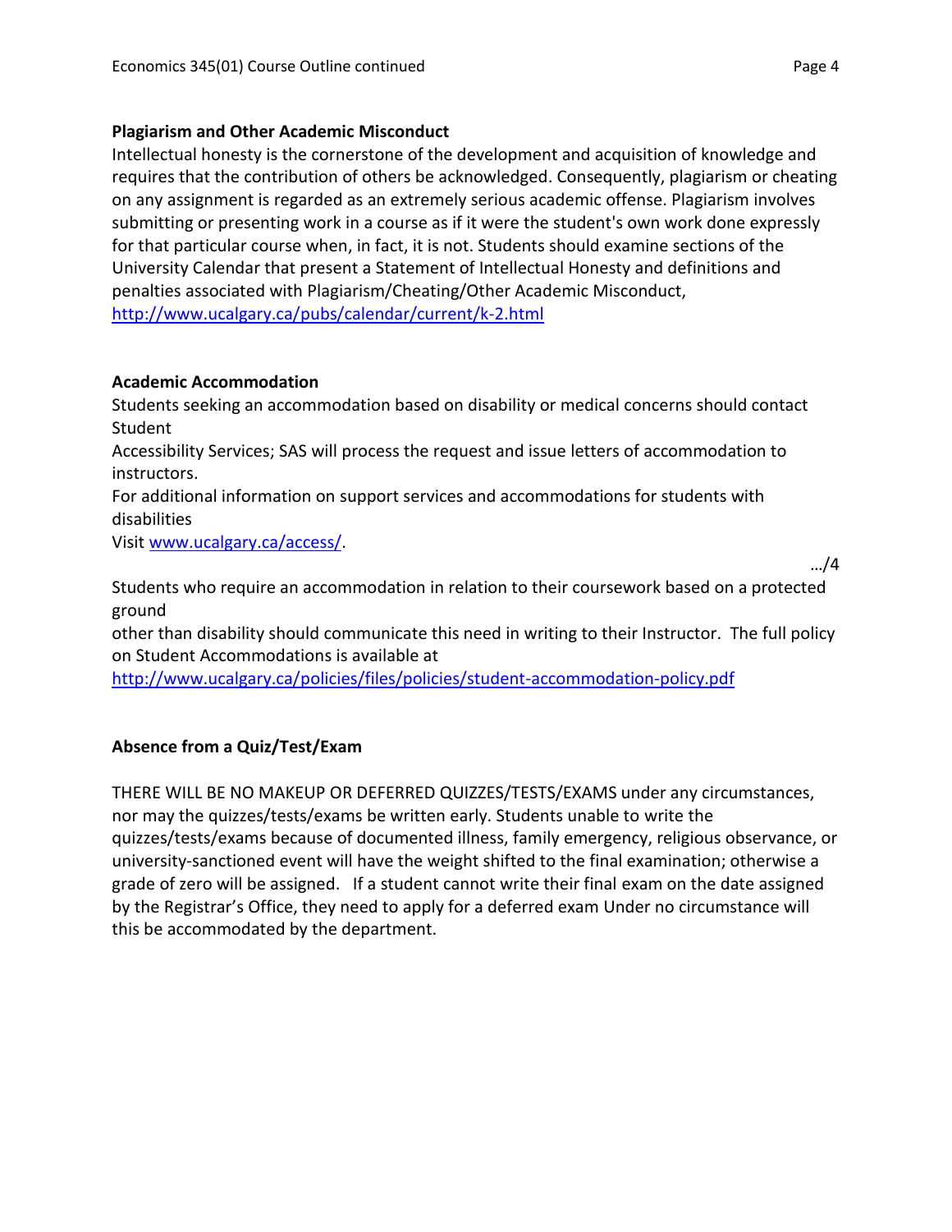**Plagiarism and Other Academic Misconduct**

Intellectual honesty is the cornerstone of the development and acquisition of knowledge and requires that the contribution of others be acknowledged. Consequently, plagiarism or cheating on any assignment is regarded as an extremely serious academic offense. Plagiarism involves submitting or presenting work in a course as if it were the student's own work done expressly for that particular course when, in fact, it is not. Students should examine sections of the University Calendar that present a Statement of Intellectual Honesty and definitions and penalties associated with Plagiarism/Cheating/Other Academic Misconduct, http://www.ucalgary.ca/pubs/calendar/current/k-2.html

**Academic Accommodation**

Students seeking an accommodation based on disability or medical concerns should contact Student Accessibility Services; SAS will process the request and issue letters of accommodation to instructors.

For additional information on support services and accommodations for students with disabilities Visit www.ucalgary.ca/access/.

…/4

Students who require an accommodation in relation to their coursework based on a protected ground other than disability should communicate this need in writing to their Instructor. The full policy on Student Accommodations is available at http://www.ucalgary.ca/policies/files/policies/student-accommodation-policy.pdf

**Absence from a Quiz/Test/Exam**

THERE WILL BE NO MAKEUP OR DEFERRED QUIZZES/TESTS/EXAMS under any circumstances, nor may the quizzes/tests/exams be written early. Students unable to write the quizzes/tests/exams because of documented illness, family emergency, religious observance, or university-sanctioned event will have the weight shifted to the final examination; otherwise a grade of zero will be assigned. If a student cannot write their final exam on the date assigned by the Registrar's Office, they need to apply for a deferred exam Under no circumstance will this be accommodated by the department.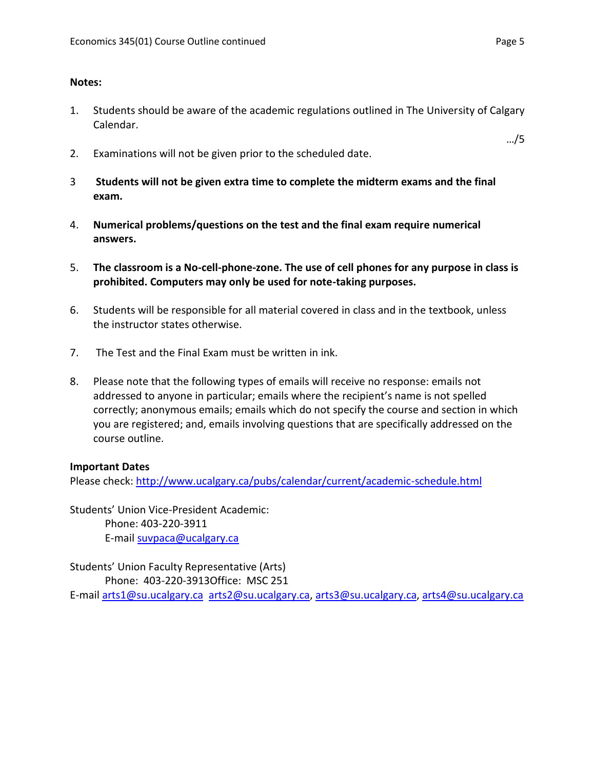**Notes:**

1. Students should be aware of the academic regulations outlined in The University of Calgary Calendar.

…/5

2. Examinations will not be given prior to the scheduled date.

3. **Students will not be given extra time to complete the midterm exams and the final exam.**

4. **Numerical problems/questions on the test and the final exam require numerical answers.**

5. **The classroom is a No-cell-phone-zone. The use of cell phones for any purpose in class is prohibited. Computers may only be used for note-taking purposes.**

6. Students will be responsible for all material covered in class and in the textbook, unless the instructor states otherwise.

7. The Test and the Final Exam must be written in ink.

8. Please note that the following types of emails will receive no response: emails not addressed to anyone in particular; emails where the recipient's name is not spelled correctly; anonymous emails; emails which do not specify the course and section in which you are registered; and, emails involving questions that are specifically addressed on the course outline.

**Important Dates**
Please check: http://www.ucalgary.ca/pubs/calendar/current/academic-schedule.html

Students' Union Vice-President Academic:
Phone: 403-220-3911
E-mail suvpaca@ucalgary.ca

Students' Union Faculty Representative (Arts)
Phone: 403-220-3913Office: MSC 251
E-mail arts1@su.ucalgary.ca arts2@su.ucalgary.ca, arts3@su.ucalgary.ca, arts4@su.ucalgary.ca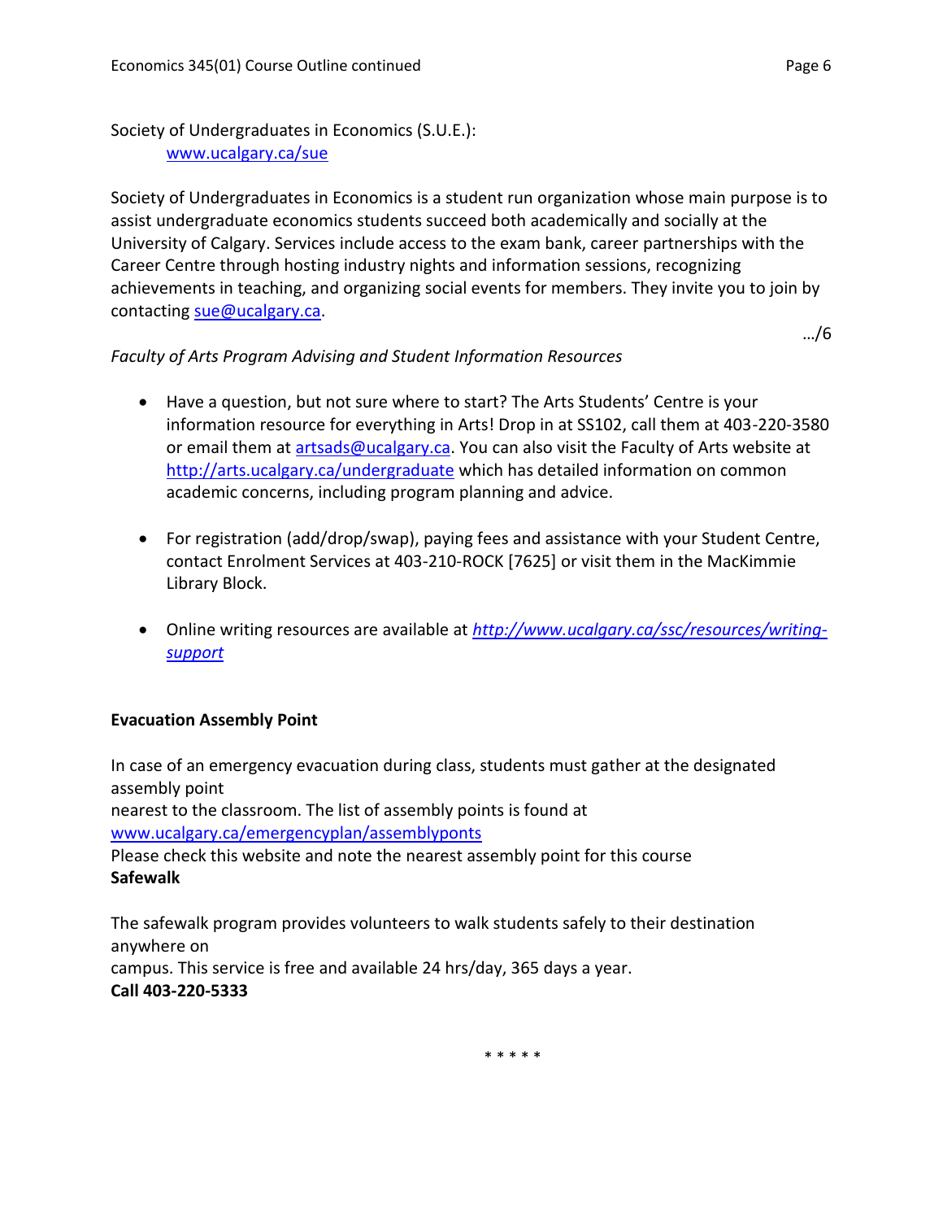Society of Undergraduates in Economics (S.U.E.):
www.ucalgary.ca/sue

Society of Undergraduates in Economics is a student run organization whose main purpose is to assist undergraduate economics students succeed both academically and socially at the University of Calgary. Services include access to the exam bank, career partnerships with the Career Centre through hosting industry nights and information sessions, recognizing achievements in teaching, and organizing social events for members. They invite you to join by contacting sue@ucalgary.ca.

…/6

*Faculty of Arts Program Advising and Student Information Resources*

- Have a question, but not sure where to start? The Arts Students' Centre is your information resource for everything in Arts! Drop in at SS102, call them at 403-220-3580 or email them at artsads@ucalgary.ca. You can also visit the Faculty of Arts website at http://arts.ucalgary.ca/undergraduate which has detailed information on common academic concerns, including program planning and advice.

- For registration (add/drop/swap), paying fees and assistance with your Student Centre, contact Enrolment Services at 403-210-ROCK [7625] or visit them in the MacKimmie Library Block.

- Online writing resources are available at *http://www.ucalgary.ca/ssc/resources/writing-support*

**Evacuation Assembly Point**

In case of an emergency evacuation during class, students must gather at the designated assembly point
nearest to the classroom. The list of assembly points is found at
www.ucalgary.ca/emergencyplan/assemblyponts
Please check this website and note the nearest assembly point for this course

**Safewalk**

The safewalk program provides volunteers to walk students safely to their destination anywhere on
campus. This service is free and available 24 hrs/day, 365 days a year.
**Call 403-220-5333**

\* \* \* \* \*